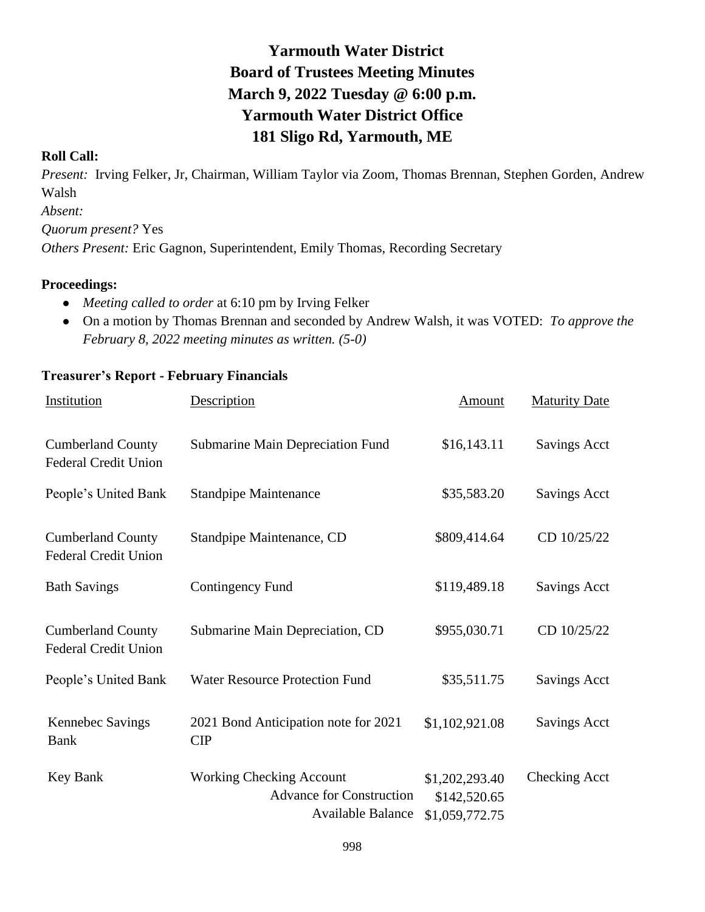# Yarmouth Water District
# Board of Trustees Meeting Minutes
# March 9, 2022 Tuesday @ 6:00 p.m.
# Yarmouth Water District Office
# 181 Sligo Rd, Yarmouth, ME

**Roll Call:**

*Present:* Irving Felker, Jr, Chairman, William Taylor via Zoom, Thomas Brennan, Stephen Gorden, Andrew Walsh

*Absent:*

*Quorum present?* Yes

*Others Present:* Eric Gagnon, Superintendent, Emily Thomas, Recording Secretary

**Proceedings:**

- *Meeting called to order* at 6:10 pm by Irving Felker
- On a motion by Thomas Brennan and seconded by Andrew Walsh, it was VOTED: *To approve the February 8, 2022 meeting minutes as written. (5-0)*

**Treasurer's Report - February Financials**

| Institution | Description | Amount | Maturity Date |
|---|---|---|---|
| Cumberland County Federal Credit Union | Submarine Main Depreciation Fund | $16,143.11 | Savings Acct |
| People's United Bank | Standpipe Maintenance | $35,583.20 | Savings Acct |
| Cumberland County Federal Credit Union | Standpipe Maintenance, CD | $809,414.64 | CD 10/25/22 |
| Bath Savings | Contingency Fund | $119,489.18 | Savings Acct |
| Cumberland County Federal Credit Union | Submarine Main Depreciation, CD | $955,030.71 | CD 10/25/22 |
| People's United Bank | Water Resource Protection Fund | $35,511.75 | Savings Acct |
| Kennebec Savings Bank | 2021 Bond Anticipation note for 2021 CIP | $1,102,921.08 | Savings Acct |
| Key Bank | Working Checking Account | $1,202,293.40 | Checking Acct |
| | Advance for Construction | $142,520.65 | |
| | Available Balance | $1,059,772.75 | |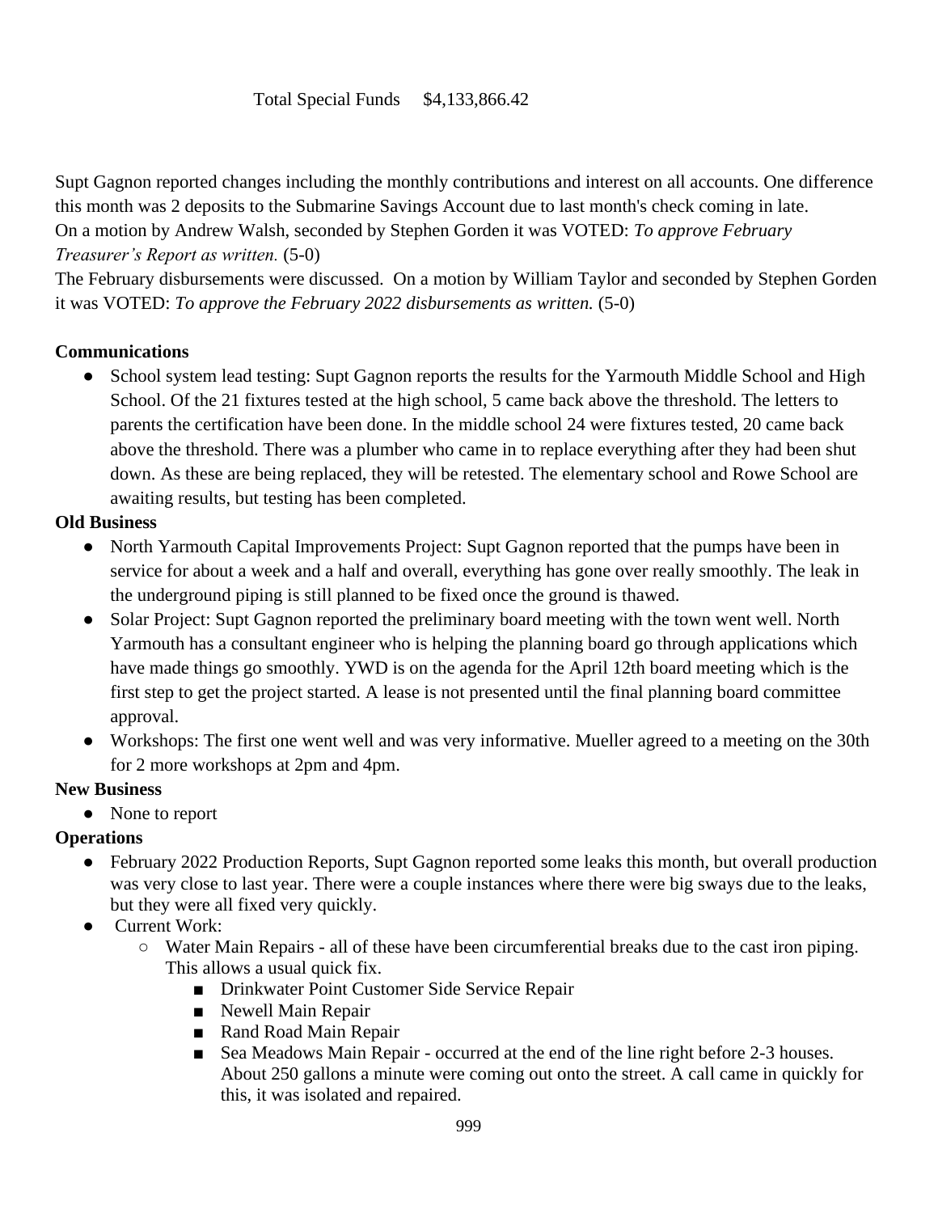Total Special Funds $4,133,866.42

Supt Gagnon reported changes including the monthly contributions and interest on all accounts. One difference this month was 2 deposits to the Submarine Savings Account due to last month's check coming in late.
On a motion by Andrew Walsh, seconded by Stephen Gorden it was VOTED: *To approve February Treasurer's Report as written.* (5-0)
The February disbursements were discussed. On a motion by William Taylor and seconded by Stephen Gorden it was VOTED: *To approve the February 2022 disbursements as written.* (5-0)

**Communications**

- School system lead testing: Supt Gagnon reports the results for the Yarmouth Middle School and High School. Of the 21 fixtures tested at the high school, 5 came back above the threshold. The letters to parents the certification have been done. In the middle school 24 were fixtures tested, 20 came back above the threshold. There was a plumber who came in to replace everything after they had been shut down. As these are being replaced, they will be retested. The elementary school and Rowe School are awaiting results, but testing has been completed.

**Old Business**

- North Yarmouth Capital Improvements Project: Supt Gagnon reported that the pumps have been in service for about a week and a half and overall, everything has gone over really smoothly. The leak in the underground piping is still planned to be fixed once the ground is thawed.
- Solar Project: Supt Gagnon reported the preliminary board meeting with the town went well. North Yarmouth has a consultant engineer who is helping the planning board go through applications which have made things go smoothly. YWD is on the agenda for the April 12th board meeting which is the first step to get the project started. A lease is not presented until the final planning board committee approval.
- Workshops: The first one went well and was very informative. Mueller agreed to a meeting on the 30th for 2 more workshops at 2pm and 4pm.

**New Business**

- None to report

**Operations**

- February 2022 Production Reports, Supt Gagnon reported some leaks this month, but overall production was very close to last year. There were a couple instances where there were big sways due to the leaks, but they were all fixed very quickly.
- Current Work:
  - Water Main Repairs - all of these have been circumferential breaks due to the cast iron piping. This allows a usual quick fix.
    - Drinkwater Point Customer Side Service Repair
    - Newell Main Repair
    - Rand Road Main Repair
    - Sea Meadows Main Repair - occurred at the end of the line right before 2-3 houses. About 250 gallons a minute were coming out onto the street. A call came in quickly for this, it was isolated and repaired.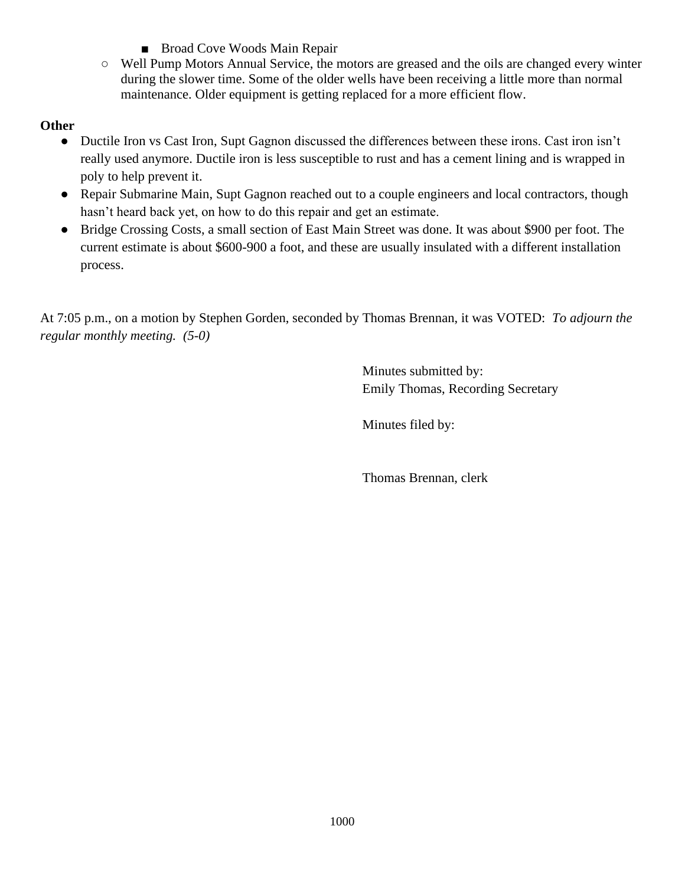- Broad Cove Woods Main Repair
    - Well Pump Motors Annual Service, the motors are greased and the oils are changed every winter during the slower time. Some of the older wells have been receiving a little more than normal maintenance. Older equipment is getting replaced for a more efficient flow.

**Other**

- Ductile Iron vs Cast Iron, Supt Gagnon discussed the differences between these irons. Cast iron isn't really used anymore. Ductile iron is less susceptible to rust and has a cement lining and is wrapped in poly to help prevent it.
- Repair Submarine Main, Supt Gagnon reached out to a couple engineers and local contractors, though hasn't heard back yet, on how to do this repair and get an estimate.
- Bridge Crossing Costs, a small section of East Main Street was done. It was about $900 per foot. The current estimate is about $600-900 a foot, and these are usually insulated with a different installation process.

At 7:05 p.m., on a motion by Stephen Gorden, seconded by Thomas Brennan, it was VOTED: *To adjourn the regular monthly meeting. (5-0)*

Minutes submitted by:
Emily Thomas, Recording Secretary

Minutes filed by:

Thomas Brennan, clerk